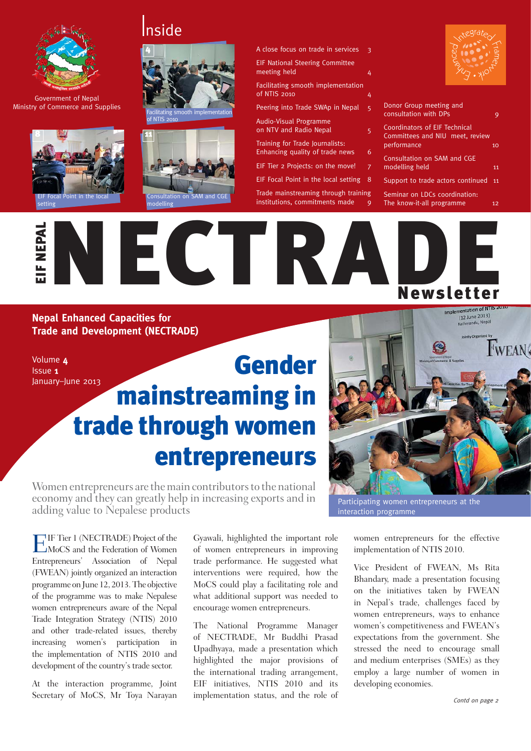Government of Nepal
Ministry of Commerce and Supplies

# Inside

- A close focus on trade in services 3
- EIF National Steering Committee meeting held 4
- Facilitating smooth implementation of NTIS 2010 4
- Peering into Trade SWAp in Nepal 5
- Audio-Visual Programme on NTV and Radio Nepal 5
- Training for Trade Journalists: Enhancing quality of trade news 6
- EIF Tier 2 Projects: on the move! 7
- EIF Focal Point in the local setting 8
- Trade mainstreaming through training institutions, commitments made 9
- Donor Group meeting and consultation with DPs 9
- Coordinators of EIF Technical Committees and NIU meet, review performance 10
- Consultation on SAM and CGE modelling held 11
- Support to trade actors continued 11
- Seminar on LDCs coordination: The know-it-all programme 12

Facilitating smooth implementation of NTIS 2010

EIF Focal Point in the local setting

Consultation on SAM and CGE modelling

EIF NEPAL

# NECTRADE Newsletter

**Nepal Enhanced Capacities for Trade and Development (NECTRADE)**

Volume 4
Issue 1
January–June 2013

# Gender mainstreaming in trade through women entrepreneurs

Women entrepreneurs are the main contributors to the national economy and they can greatly help in increasing exports and in adding value to Nepalese products

Participating women entrepreneurs at the interaction programme

EIF Tier 1 (NECTRADE) Project of the MoCS and the Federation of Women Entrepreneurs' Association of Nepal (FWEAN) jointly organized an interaction programme on June 12, 2013. The objective of the programme was to make Nepalese women entrepreneurs aware of the Nepal Trade Integration Strategy (NTIS) 2010 and other trade-related issues, thereby increasing women's participation in the implementation of NTIS 2010 and development of the country's trade sector.

At the interaction programme, Joint Secretary of MoCS, Mr Toya Narayan Gyawali, highlighted the important role of women entrepreneurs in improving trade performance. He suggested what interventions were required, how the MoCS could play a facilitating role and what additional support was needed to encourage women entrepreneurs.

The National Programme Manager of NECTRADE, Mr Buddhi Prasad Upadhyaya, made a presentation which highlighted the major provisions of the international trading arrangement, EIF initiatives, NTIS 2010 and its implementation status, and the role of women entrepreneurs for the effective implementation of NTIS 2010.

Vice President of FWEAN, Ms Rita Bhandary, made a presentation focusing on the initiatives taken by FWEAN in Nepal's trade, challenges faced by women entrepreneurs, ways to enhance women's competitiveness and FWEAN's expectations from the government. She stressed the need to encourage small and medium enterprises (SMEs) as they employ a large number of women in developing economies.

*Contd on page 2*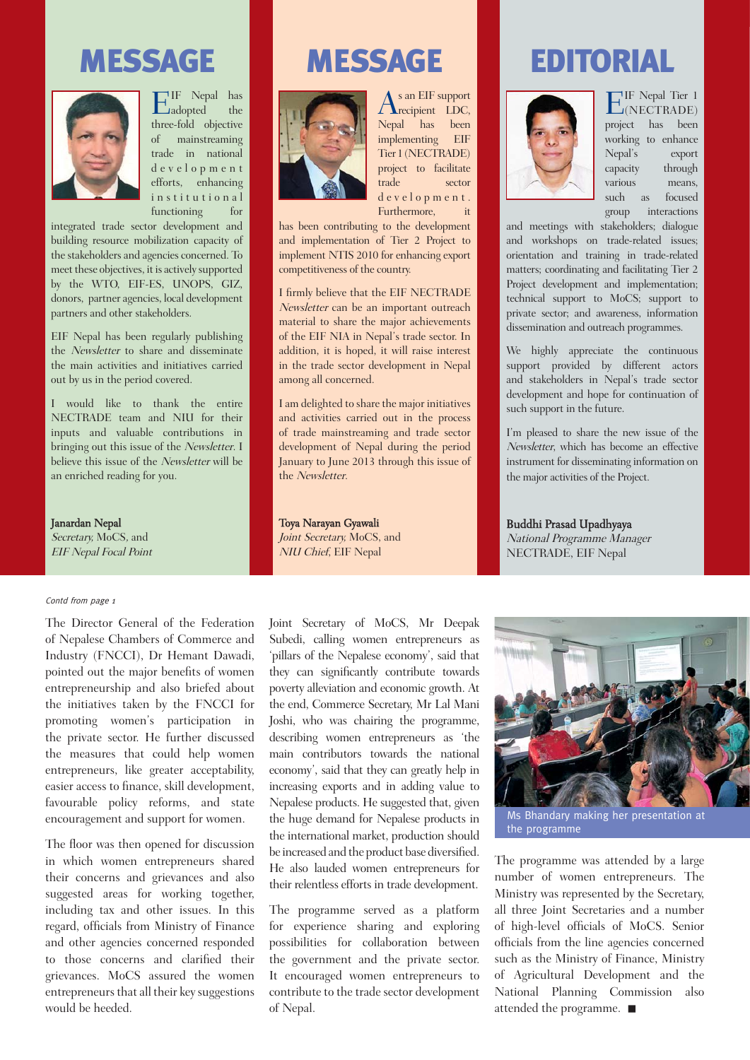# MESSAGE

EIF Nepal has adopted the three-fold objective of mainstreaming trade in national development efforts, enhancing institutional functioning for integrated trade sector development and building resource mobilization capacity of the stakeholders and agencies concerned. To meet these objectives, it is actively supported by the WTO, EIF-ES, UNOPS, GIZ, donors, partner agencies, local development partners and other stakeholders.

EIF Nepal has been regularly publishing the *Newsletter* to share and disseminate the main activities and initiatives carried out by us in the period covered.

I would like to thank the entire NECTRADE team and NIU for their inputs and valuable contributions in bringing out this issue of the *Newsletter*. I believe this issue of the *Newsletter* will be an enriched reading for you.

**Janardan Nepal**
*Secretary,* MoCS, and
*EIF Nepal Focal Point*

# MESSAGE

As an EIF support recipient LDC, Nepal has been implementing EIF Tier 1 (NECTRADE) project to facilitate trade sector development. Furthermore, it has been contributing to the development and implementation of Tier 2 Project to implement NTIS 2010 for enhancing export competitiveness of the country.

I firmly believe that the EIF NECTRADE *Newsletter* can be an important outreach material to share the major achievements of the EIF NIA in Nepal's trade sector. In addition, it is hoped, it will raise interest in the trade sector development in Nepal among all concerned.

I am delighted to share the major initiatives and activities carried out in the process of trade mainstreaming and trade sector development of Nepal during the period January to June 2013 through this issue of the *Newsletter*.

**Toya Narayan Gyawali**
*Joint Secretary,* MoCS, and
*NIU Chief,* EIF Nepal

# EDITORIAL

EIF Nepal Tier 1 (NECTRADE) project has been working to enhance Nepal's export capacity through various means, such as focused group interactions and meetings with stakeholders; dialogue and workshops on trade-related issues; orientation and training in trade-related matters; coordinating and facilitating Tier 2 Project development and implementation; technical support to MoCS; support to private sector; and awareness, information dissemination and outreach programmes.

We highly appreciate the continuous support provided by different actors and stakeholders in Nepal's trade sector development and hope for continuation of such support in the future.

I'm pleased to share the new issue of the *Newsletter*, which has become an effective instrument for disseminating information on the major activities of the Project.

**Buddhi Prasad Upadhyaya**
*National Programme Manager*
NECTRADE, EIF Nepal

---

*Contd from page 1*

The Director General of the Federation of Nepalese Chambers of Commerce and Industry (FNCCI), Dr Hemant Dawadi, pointed out the major benefits of women entrepreneurship and also briefed about the initiatives taken by the FNCCI for promoting women's participation in the private sector. He further discussed the measures that could help women entrepreneurs, like greater acceptability, easier access to finance, skill development, favourable policy reforms, and state encouragement and support for women.

The floor was then opened for discussion in which women entrepreneurs shared their concerns and grievances and also suggested areas for working together, including tax and other issues. In this regard, officials from Ministry of Finance and other agencies concerned responded to those concerns and clarified their grievances. MoCS assured the women entrepreneurs that all their key suggestions would be heeded.

Joint Secretary of MoCS, Mr Deepak Subedi, calling women entrepreneurs as 'pillars of the Nepalese economy', said that they can significantly contribute towards poverty alleviation and economic growth. At the end, Commerce Secretary, Mr Lal Mani Joshi, who was chairing the programme, describing women entrepreneurs as 'the main contributors towards the national economy', said that they can greatly help in increasing exports and in adding value to Nepalese products. He suggested that, given the huge demand for Nepalese products in the international market, production should be increased and the product base diversified. He also lauded women entrepreneurs for their relentless efforts in trade development.

The programme served as a platform for experience sharing and exploring possibilities for collaboration between the government and the private sector. It encouraged women entrepreneurs to contribute to the trade sector development of Nepal.

Ms Bhandary making her presentation at the programme

The programme was attended by a large number of women entrepreneurs. The Ministry was represented by the Secretary, all three Joint Secretaries and a number of high-level officials of MoCS. Senior officials from the line agencies concerned such as the Ministry of Finance, Ministry of Agricultural Development and the National Planning Commission also attended the programme. ■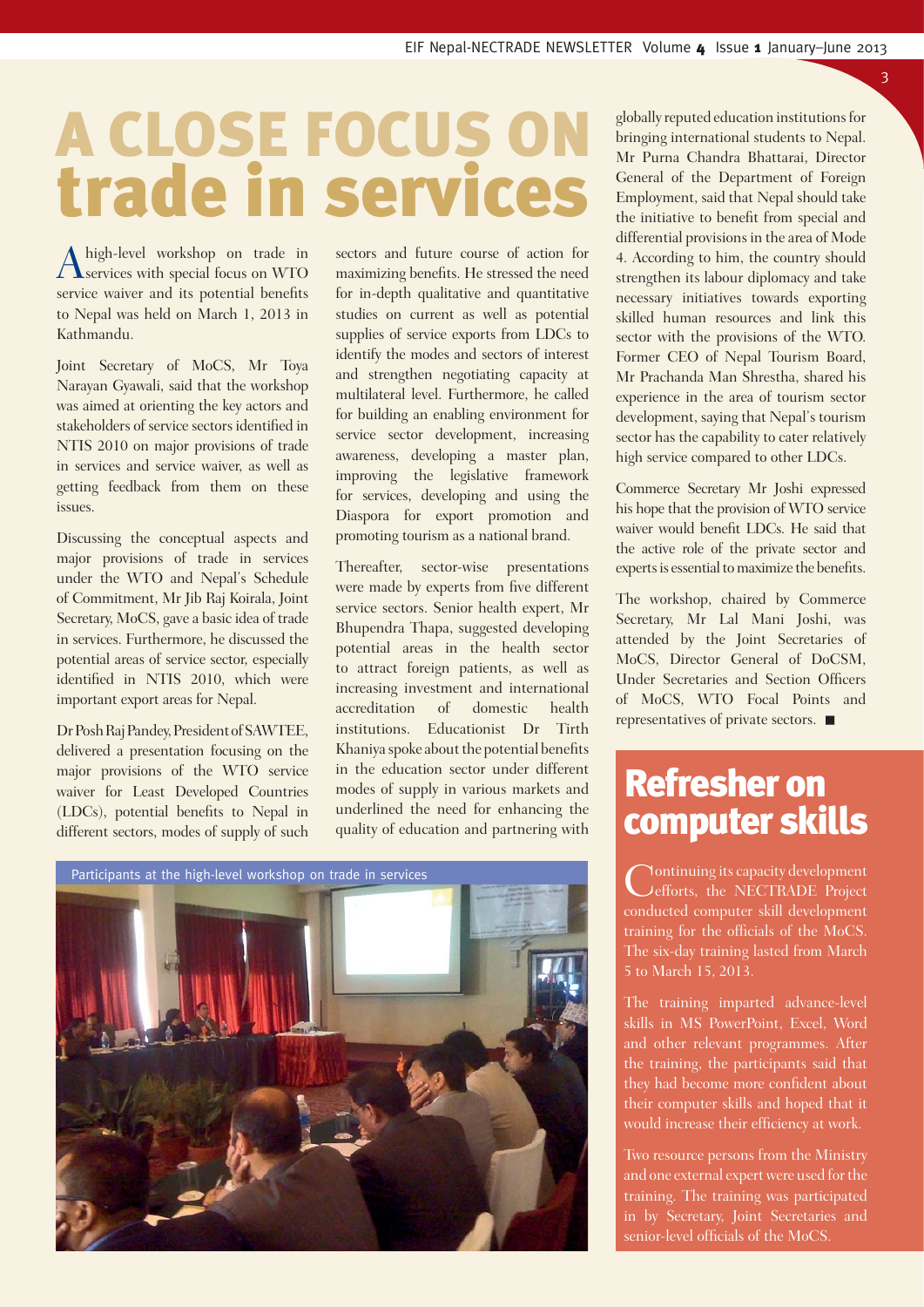# A CLOSE FOCUS ON trade in services

A high-level workshop on trade in services with special focus on WTO service waiver and its potential benefits to Nepal was held on March 1, 2013 in Kathmandu.

Joint Secretary of MoCS, Mr Toya Narayan Gyawali, said that the workshop was aimed at orienting the key actors and stakeholders of service sectors identified in NTIS 2010 on major provisions of trade in services and service waiver, as well as getting feedback from them on these issues.

Discussing the conceptual aspects and major provisions of trade in services under the WTO and Nepal's Schedule of Commitment, Mr Jib Raj Koirala, Joint Secretary, MoCS, gave a basic idea of trade in services. Furthermore, he discussed the potential areas of service sector, especially identified in NTIS 2010, which were important export areas for Nepal.

Dr Posh Raj Pandey, President of SAWTEE, delivered a presentation focusing on the major provisions of the WTO service waiver for Least Developed Countries (LDCs), potential benefits to Nepal in different sectors, modes of supply of such sectors and future course of action for maximizing benefits. He stressed the need for in-depth qualitative and quantitative studies on current as well as potential supplies of service exports from LDCs to identify the modes and sectors of interest and strengthen negotiating capacity at multilateral level. Furthermore, he called for building an enabling environment for service sector development, increasing awareness, developing a master plan, improving the legislative framework for services, developing and using the Diaspora for export promotion and promoting tourism as a national brand.

Thereafter, sector-wise presentations were made by experts from five different service sectors. Senior health expert, Mr Bhupendra Thapa, suggested developing potential areas in the health sector to attract foreign patients, as well as increasing investment and international accreditation of domestic health institutions. Educationist Dr Tirth Khaniya spoke about the potential benefits in the education sector under different modes of supply in various markets and underlined the need for enhancing the quality of education and partnering with globally reputed education institutions for bringing international students to Nepal. Mr Purna Chandra Bhattarai, Director General of the Department of Foreign Employment, said that Nepal should take the initiative to benefit from special and differential provisions in the area of Mode 4. According to him, the country should strengthen its labour diplomacy and take necessary initiatives towards exporting skilled human resources and link this sector with the provisions of the WTO. Former CEO of Nepal Tourism Board, Mr Prachanda Man Shrestha, shared his experience in the area of tourism sector development, saying that Nepal's tourism sector has the capability to cater relatively high service compared to other LDCs.

Participants at the high-level workshop on trade in services

Commerce Secretary Mr Joshi expressed his hope that the provision of WTO service waiver would benefit LDCs. He said that the active role of the private sector and experts is essential to maximize the benefits.

The workshop, chaired by Commerce Secretary, Mr Lal Mani Joshi, was attended by the Joint Secretaries of MoCS, Director General of DoCSM, Under Secretaries and Section Officers of MoCS, WTO Focal Points and representatives of private sectors. ■

## Refresher on computer skills

Continuing its capacity development efforts, the NECTRADE Project conducted computer skill development training for the officials of the MoCS. The six-day training lasted from March 5 to March 15, 2013.

The training imparted advance-level skills in MS PowerPoint, Excel, Word and other relevant programmes. After the training, the participants said that they had become more confident about their computer skills and hoped that it would increase their efficiency at work.

Two resource persons from the Ministry and one external expert were used for the training. The training was participated in by Secretary, Joint Secretaries and senior-level officials of the MoCS.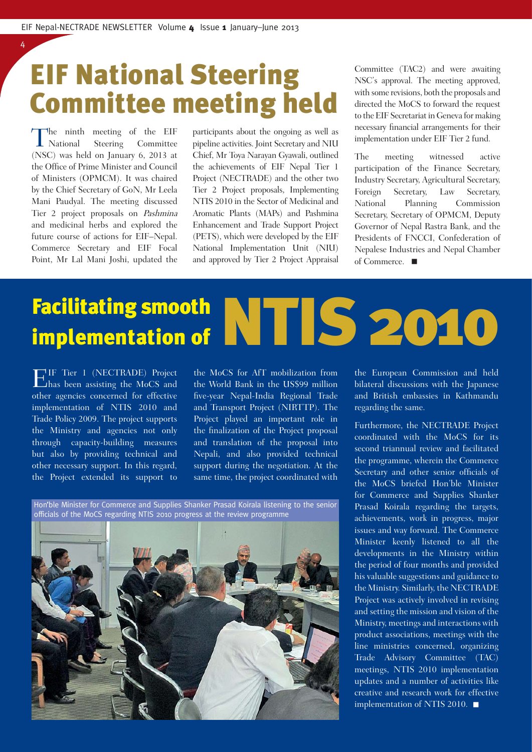# EIF National Steering Committee meeting held

The ninth meeting of the EIF National Steering Committee (NSC) was held on January 6, 2013 at the Office of Prime Minister and Council of Ministers (OPMCM). It was chaired by the Chief Secretary of GoN, Mr Leela Mani Paudyal. The meeting discussed Tier 2 project proposals on *Pashmina* and medicinal herbs and explored the future course of actions for EIF–Nepal. Commerce Secretary and EIF Focal Point, Mr Lal Mani Joshi, updated the participants about the ongoing as well as pipeline activities. Joint Secretary and NIU Chief, Mr Toya Narayan Gyawali, outlined the achievements of EIF Nepal Tier 1 Project (NECTRADE) and the other two Tier 2 Project proposals, Implementing NTIS 2010 in the Sector of Medicinal and Aromatic Plants (MAPs) and Pashmina Enhancement and Trade Support Project (PETS), which were developed by the EIF National Implementation Unit (NIU) and approved by Tier 2 Project Appraisal Committee (TAC2) and were awaiting NSC's approval. The meeting approved, with some revisions, both the proposals and directed the MoCS to forward the request to the EIF Secretariat in Geneva for making necessary financial arrangements for their implementation under EIF Tier 2 fund.

The meeting witnessed active participation of the Finance Secretary, Industry Secretary, Agricultural Secretary, Foreign Secretary, Law Secretary, National Planning Commission Secretary, Secretary of OPMCM, Deputy Governor of Nepal Rastra Bank, and the Presidents of FNCCI, Confederation of Nepalese Industries and Nepal Chamber of Commerce. ■

# Facilitating smooth implementation of NTIS 2010

EIF Tier 1 (NECTRADE) Project has been assisting the MoCS and other agencies concerned for effective implementation of NTIS 2010 and Trade Policy 2009. The project supports the Ministry and agencies not only through capacity-building measures but also by providing technical and other necessary support. In this regard, the Project extended its support to the MoCS for AfT mobilization from the World Bank in the US$99 million five-year Nepal-India Regional Trade and Transport Project (NIRTTP). The Project played an important role in the finalization of the Project proposal and translation of the proposal into Nepali, and also provided technical support during the negotiation. At the same time, the project coordinated with the European Commission and held bilateral discussions with the Japanese and British embassies in Kathmandu regarding the same.

Hon'ble Minister for Commerce and Supplies Shanker Prasad Koirala listening to the senior officials of the MoCS regarding NTIS 2010 progress at the review programme

Furthermore, the NECTRADE Project coordinated with the MoCS for its second triannual review and facilitated the programme, wherein the Commerce Secretary and other senior officials of the MoCS briefed Hon'ble Minister for Commerce and Supplies Shanker Prasad Koirala regarding the targets, achievements, work in progress, major issues and way forward. The Commerce Minister keenly listened to all the developments in the Ministry within the period of four months and provided his valuable suggestions and guidance to the Ministry. Similarly, the NECTRADE Project was actively involved in revising and setting the mission and vision of the Ministry, meetings and interactions with product associations, meetings with the line ministries concerned, organizing Trade Advisory Committee (TAC) meetings, NTIS 2010 implementation updates and a number of activities like creative and research work for effective implementation of NTIS 2010. ■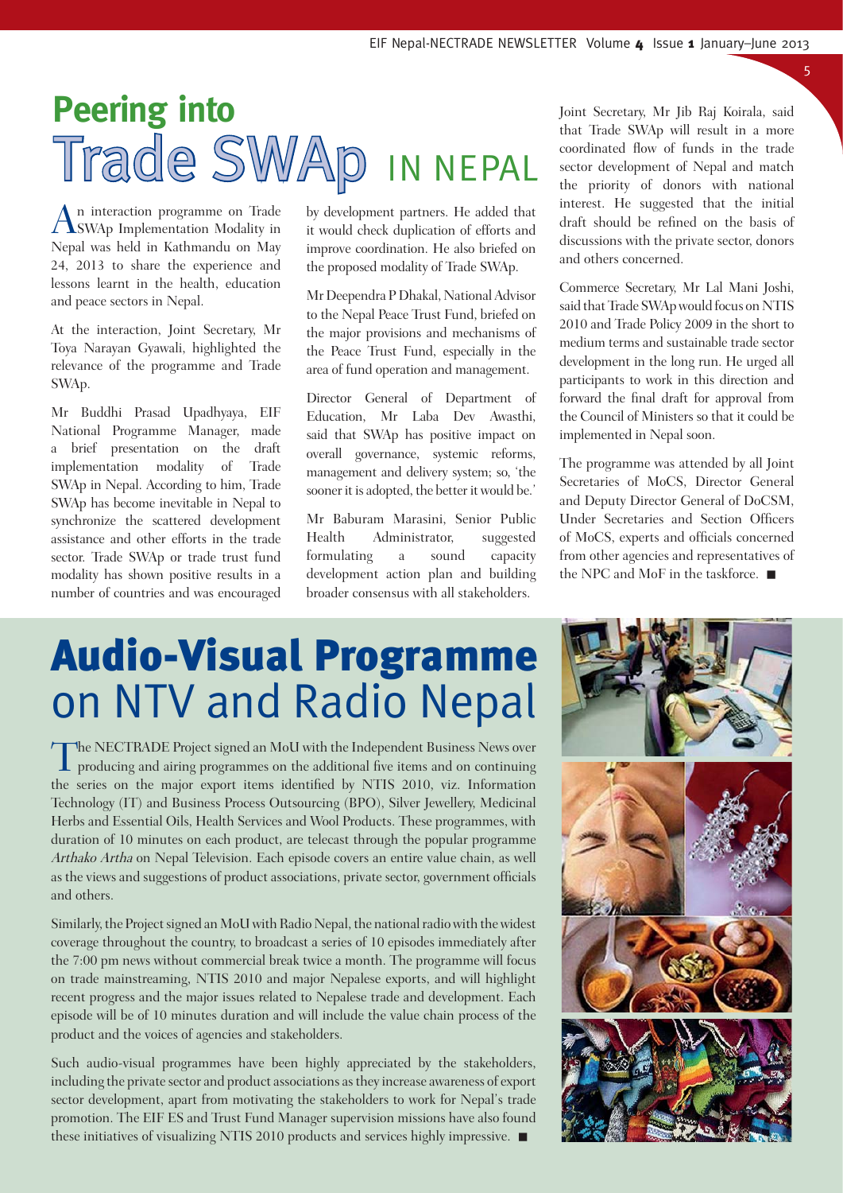# Peering into Trade SWAp IN NEPAL

An interaction programme on Trade SWAp Implementation Modality in Nepal was held in Kathmandu on May 24, 2013 to share the experience and lessons learnt in the health, education and peace sectors in Nepal.

At the interaction, Joint Secretary, Mr Toya Narayan Gyawali, highlighted the relevance of the programme and Trade SWAp.

Mr Buddhi Prasad Upadhyaya, EIF National Programme Manager, made a brief presentation on the draft implementation modality of Trade SWAp in Nepal. According to him, Trade SWAp has become inevitable in Nepal to synchronize the scattered development assistance and other efforts in the trade sector. Trade SWAp or trade trust fund modality has shown positive results in a number of countries and was encouraged by development partners. He added that it would check duplication of efforts and improve coordination. He also briefed on the proposed modality of Trade SWAp.

Mr Deependra P Dhakal, National Advisor to the Nepal Peace Trust Fund, briefed on the major provisions and mechanisms of the Peace Trust Fund, especially in the area of fund operation and management.

Director General of Department of Education, Mr Laba Dev Awasthi, said that SWAp has positive impact on overall governance, systemic reforms, management and delivery system; so, 'the sooner it is adopted, the better it would be.'

Mr Baburam Marasini, Senior Public Health Administrator, suggested formulating a sound capacity development action plan and building broader consensus with all stakeholders.

Joint Secretary, Mr Jib Raj Koirala, said that Trade SWAp will result in a more coordinated flow of funds in the trade sector development of Nepal and match the priority of donors with national interest. He suggested that the initial draft should be refined on the basis of discussions with the private sector, donors and others concerned.

Commerce Secretary, Mr Lal Mani Joshi, said that Trade SWAp would focus on NTIS 2010 and Trade Policy 2009 in the short to medium terms and sustainable trade sector development in the long run. He urged all participants to work in this direction and forward the final draft for approval from the Council of Ministers so that it could be implemented in Nepal soon.

The programme was attended by all Joint Secretaries of MoCS, Director General and Deputy Director General of DoCSM, Under Secretaries and Section Officers of MoCS, experts and officials concerned from other agencies and representatives of the NPC and MoF in the taskforce. ■

# Audio-Visual Programme on NTV and Radio Nepal

The NECTRADE Project signed an MoU with the Independent Business News over producing and airing programmes on the additional five items and on continuing the series on the major export items identified by NTIS 2010, viz. Information Technology (IT) and Business Process Outsourcing (BPO), Silver Jewellery, Medicinal Herbs and Essential Oils, Health Services and Wool Products. These programmes, with duration of 10 minutes on each product, are telecast through the popular programme *Arthako Artha* on Nepal Television. Each episode covers an entire value chain, as well as the views and suggestions of product associations, private sector, government officials and others.

Similarly, the Project signed an MoU with Radio Nepal, the national radio with the widest coverage throughout the country, to broadcast a series of 10 episodes immediately after the 7:00 pm news without commercial break twice a month. The programme will focus on trade mainstreaming, NTIS 2010 and major Nepalese exports, and will highlight recent progress and the major issues related to Nepalese trade and development. Each episode will be of 10 minutes duration and will include the value chain process of the product and the voices of agencies and stakeholders.

Such audio-visual programmes have been highly appreciated by the stakeholders, including the private sector and product associations as they increase awareness of export sector development, apart from motivating the stakeholders to work for Nepal's trade promotion. The EIF ES and Trust Fund Manager supervision missions have also found these initiatives of visualizing NTIS 2010 products and services highly impressive. ■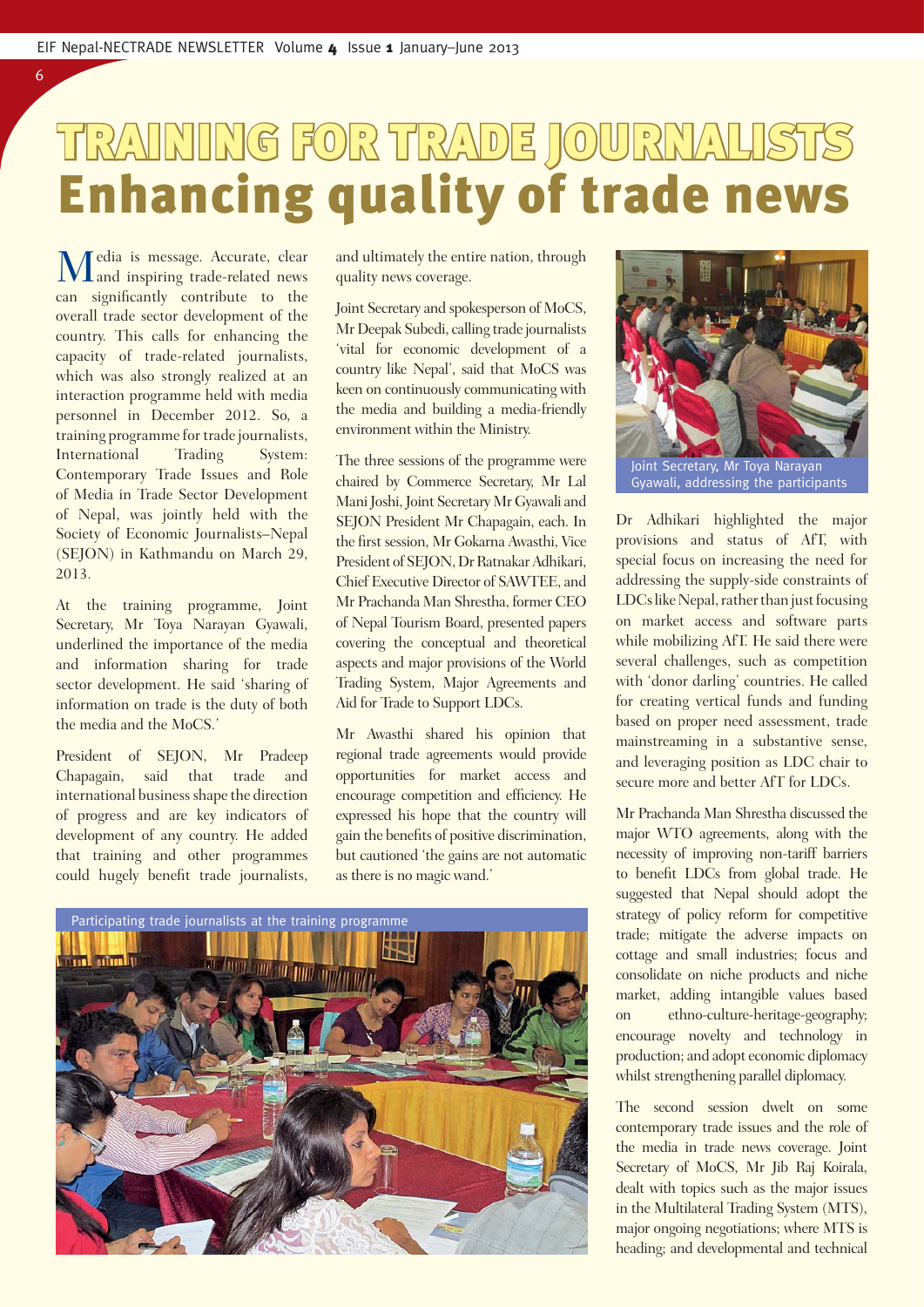# TRAINING FOR TRADE JOURNALISTS

## Enhancing quality of trade news

Media is message. Accurate, clear and inspiring trade-related news can significantly contribute to the overall trade sector development of the country. This calls for enhancing the capacity of trade-related journalists, which was also strongly realized at an interaction programme held with media personnel in December 2012. So, a training programme for trade journalists, International Trading System: Contemporary Trade Issues and Role of Media in Trade Sector Development of Nepal, was jointly held with the Society of Economic Journalists–Nepal (SEJON) in Kathmandu on March 29, 2013.

At the training programme, Joint Secretary, Mr Toya Narayan Gyawali, underlined the importance of the media and information sharing for trade sector development. He said 'sharing of information on trade is the duty of both the media and the MoCS.'

President of SEJON, Mr Pradeep Chapagain, said that trade and international business shape the direction of progress and are key indicators of development of any country. He added that training and other programmes could hugely benefit trade journalists, and ultimately the entire nation, through quality news coverage.

Joint Secretary and spokesperson of MoCS, Mr Deepak Subedi, calling trade journalists 'vital for economic development of a country like Nepal', said that MoCS was keen on continuously communicating with the media and building a media-friendly environment within the Ministry.

The three sessions of the programme were chaired by Commerce Secretary, Mr Lal Mani Joshi, Joint Secretary Mr Gyawali and SEJON President Mr Chapagain, each. In the first session, Mr Gokarna Awasthi, Vice President of SEJON, Dr Ratnakar Adhikari, Chief Executive Director of SAWTEE, and Mr Prachanda Man Shrestha, former CEO of Nepal Tourism Board, presented papers covering the conceptual and theoretical aspects and major provisions of the World Trading System, Major Agreements and Aid for Trade to Support LDCs.

Mr Awasthi shared his opinion that regional trade agreements would provide opportunities for market access and encourage competition and efficiency. He expressed his hope that the country will gain the benefits of positive discrimination, but cautioned 'the gains are not automatic as there is no magic wand.'

Participating trade journalists at the training programme

Joint Secretary, Mr Toya Narayan Gyawali, addressing the participants

Dr Adhikari highlighted the major provisions and status of AfT, with special focus on increasing the need for addressing the supply-side constraints of LDCs like Nepal, rather than just focusing on market access and software parts while mobilizing AfT. He said there were several challenges, such as competition with 'donor darling' countries. He called for creating vertical funds and funding based on proper need assessment, trade mainstreaming in a substantive sense, and leveraging position as LDC chair to secure more and better AfT for LDCs.

Mr Prachanda Man Shrestha discussed the major WTO agreements, along with the necessity of improving non-tariff barriers to benefit LDCs from global trade. He suggested that Nepal should adopt the strategy of policy reform for competitive trade; mitigate the adverse impacts on cottage and small industries; focus and consolidate on niche products and niche market, adding intangible values based on ethno-culture-heritage-geography; encourage novelty and technology in production; and adopt economic diplomacy whilst strengthening parallel diplomacy.

The second session dwelt on some contemporary trade issues and the role of the media in trade news coverage. Joint Secretary of MoCS, Mr Jib Raj Koirala, dealt with topics such as the major issues in the Multilateral Trading System (MTS), major ongoing negotiations; where MTS is heading; and developmental and technical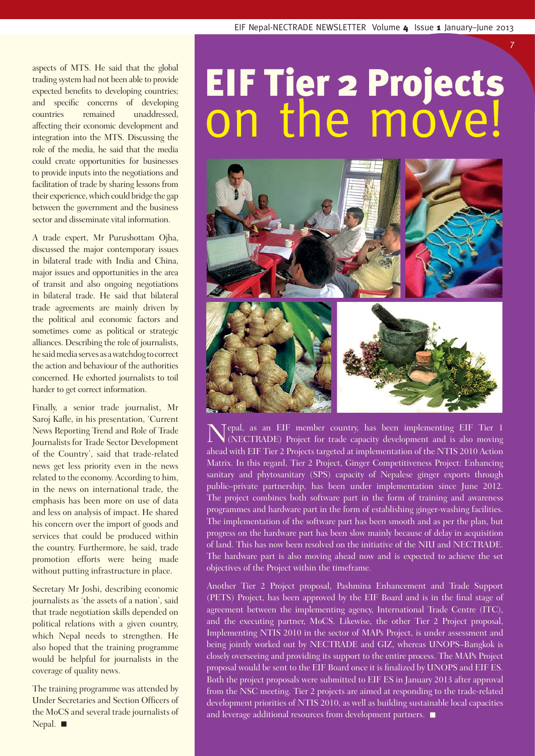aspects of MTS. He said that the global trading system had not been able to provide expected benefits to developing countries; and specific concerns of developing countries remained unaddressed, affecting their economic development and integration into the MTS. Discussing the role of the media, he said that the media could create opportunities for businesses to provide inputs into the negotiations and facilitation of trade by sharing lessons from their experience, which could bridge the gap between the government and the business sector and disseminate vital information.

A trade expert, Mr Purushottam Ojha, discussed the major contemporary issues in bilateral trade with India and China, major issues and opportunities in the area of transit and also ongoing negotiations in bilateral trade. He said that bilateral trade agreements are mainly driven by the political and economic factors and sometimes come as political or strategic alliances. Describing the role of journalists, he said media serves as a watchdog to correct the action and behaviour of the authorities concerned. He exhorted journalists to toil harder to get correct information.

Finally, a senior trade journalist, Mr Saroj Kafle, in his presentation, 'Current News Reporting Trend and Role of Trade Journalists for Trade Sector Development of the Country', said that trade-related news get less priority even in the news related to the economy. According to him, in the news on international trade, the emphasis has been more on use of data and less on analysis of impact. He shared his concern over the import of goods and services that could be produced within the country. Furthermore, he said, trade promotion efforts were being made without putting infrastructure in place.

Secretary Mr Joshi, describing economic journalists as 'the assets of a nation', said that trade negotiation skills depended on political relations with a given country, which Nepal needs to strengthen. He also hoped that the training programme would be helpful for journalists in the coverage of quality news.

The training programme was attended by Under Secretaries and Section Officers of the MoCS and several trade journalists of Nepal. ■

# EIF Tier 2 Projects on the move!

Nepal, as an EIF member country, has been implementing EIF Tier 1 (NECTRADE) Project for trade capacity development and is also moving ahead with EIF Tier 2 Projects targeted at implementation of the NTIS 2010 Action Matrix. In this regard, Tier 2 Project, Ginger Competitiveness Project: Enhancing sanitary and phytosanitary (SPS) capacity of Nepalese ginger exports through public–private partnership, has been under implementation since June 2012. The project combines both software part in the form of training and awareness programmes and hardware part in the form of establishing ginger-washing facilities. The implementation of the software part has been smooth and as per the plan, but progress on the hardware part has been slow mainly because of delay in acquisition of land. This has now been resolved on the initiative of the NIU and NECTRADE. The hardware part is also moving ahead now and is expected to achieve the set objectives of the Project within the timeframe.

Another Tier 2 Project proposal, Pashmina Enhancement and Trade Support (PETS) Project, has been approved by the EIF Board and is in the final stage of agreement between the implementing agency, International Trade Centre (ITC), and the executing partner, MoCS. Likewise, the other Tier 2 Project proposal, Implementing NTIS 2010 in the sector of MAPs Project, is under assessment and being jointly worked out by NECTRADE and GIZ, whereas UNOPS–Bangkok is closely overseeing and providing its support to the entire process. The MAPs Project proposal would be sent to the EIF Board once it is finalized by UNOPS and EIF ES. Both the project proposals were submitted to EIF ES in January 2013 after approval from the NSC meeting. Tier 2 projects are aimed at responding to the trade-related development priorities of NTIS 2010, as well as building sustainable local capacities and leverage additional resources from development partners. ■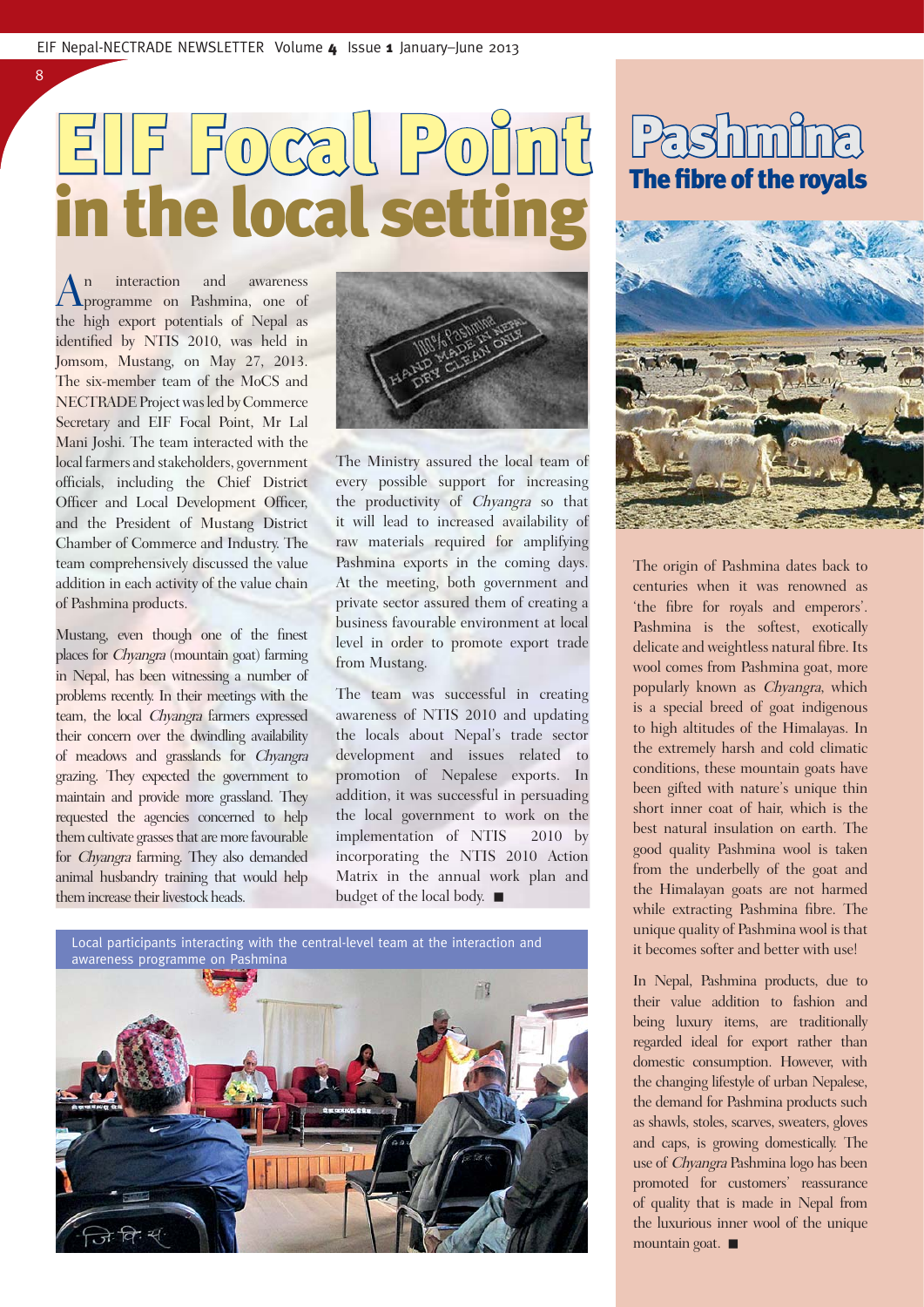# EIF Focal Point in the local setting

An interaction and awareness programme on Pashmina, one of the high export potentials of Nepal as identified by NTIS 2010, was held in Jomsom, Mustang, on May 27, 2013. The six-member team of the MoCS and NECTRADE Project was led by Commerce Secretary and EIF Focal Point, Mr Lal Mani Joshi. The team interacted with the local farmers and stakeholders, government officials, including the Chief District Officer and Local Development Officer, and the President of Mustang District Chamber of Commerce and Industry. The team comprehensively discussed the value addition in each activity of the value chain of Pashmina products.

Mustang, even though one of the finest places for *Chyangra* (mountain goat) farming in Nepal, has been witnessing a number of problems recently. In their meetings with the team, the local *Chyangra* farmers expressed their concern over the dwindling availability of meadows and grasslands for *Chyangra* grazing. They expected the government to maintain and provide more grassland. They requested the agencies concerned to help them cultivate grasses that are more favourable for *Chyangra* farming. They also demanded animal husbandry training that would help them increase their livestock heads.

The Ministry assured the local team of every possible support for increasing the productivity of *Chyangra* so that it will lead to increased availability of raw materials required for amplifying Pashmina exports in the coming days. At the meeting, both government and private sector assured them of creating a business favourable environment at local level in order to promote export trade from Mustang.

The team was successful in creating awareness of NTIS 2010 and updating the locals about Nepal's trade sector development and issues related to promotion of Nepalese exports. In addition, it was successful in persuading the local government to work on the implementation of NTIS 2010 by incorporating the NTIS 2010 Action Matrix in the annual work plan and budget of the local body. ■

Local participants interacting with the central-level team at the interaction and awareness programme on Pashmina

## Pashmina
### The fibre of the royals

The origin of Pashmina dates back to centuries when it was renowned as 'the fibre for royals and emperors'. Pashmina is the softest, exotically delicate and weightless natural fibre. Its wool comes from Pashmina goat, more popularly known as *Chyangra*, which is a special breed of goat indigenous to high altitudes of the Himalayas. In the extremely harsh and cold climatic conditions, these mountain goats have been gifted with nature's unique thin short inner coat of hair, which is the best natural insulation on earth. The good quality Pashmina wool is taken from the underbelly of the goat and the Himalayan goats are not harmed while extracting Pashmina fibre. The unique quality of Pashmina wool is that it becomes softer and better with use!

In Nepal, Pashmina products, due to their value addition to fashion and being luxury items, are traditionally regarded ideal for export rather than domestic consumption. However, with the changing lifestyle of urban Nepalese, the demand for Pashmina products such as shawls, stoles, scarves, sweaters, gloves and caps, is growing domestically. The use of *Chyangra* Pashmina logo has been promoted for customers' reassurance of quality that is made in Nepal from the luxurious inner wool of the unique mountain goat. ■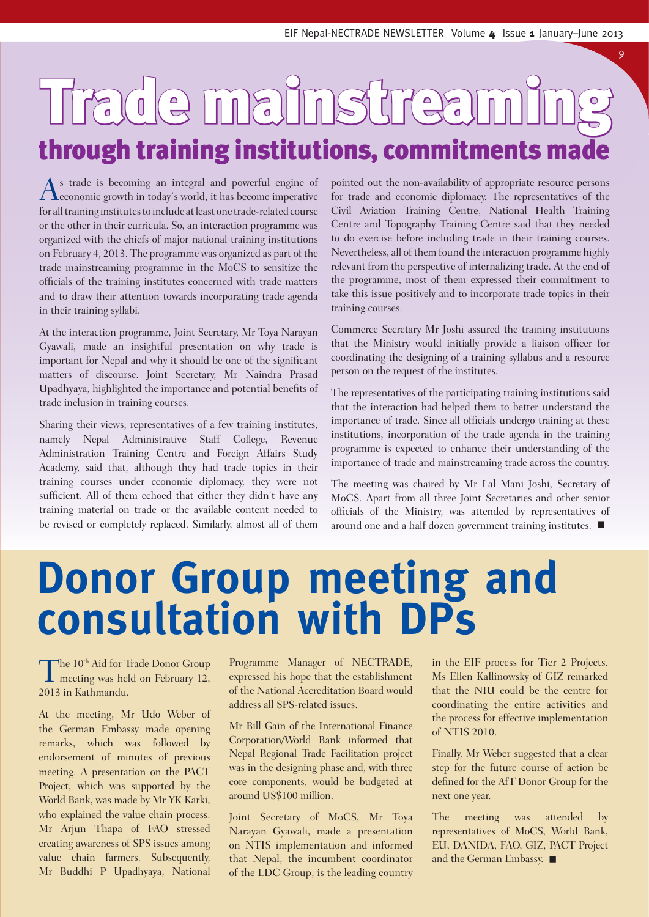# Trade mainstreaming

## through training institutions, commitments made

As trade is becoming an integral and powerful engine of economic growth in today's world, it has become imperative for all training institutes to include at least one trade-related course or the other in their curricula. So, an interaction programme was organized with the chiefs of major national training institutions on February 4, 2013. The programme was organized as part of the trade mainstreaming programme in the MoCS to sensitize the officials of the training institutes concerned with trade matters and to draw their attention towards incorporating trade agenda in their training syllabi.

At the interaction programme, Joint Secretary, Mr Toya Narayan Gyawali, made an insightful presentation on why trade is important for Nepal and why it should be one of the significant matters of discourse. Joint Secretary, Mr Naindra Prasad Upadhyaya, highlighted the importance and potential benefits of trade inclusion in training courses.

Sharing their views, representatives of a few training institutes, namely Nepal Administrative Staff College, Revenue Administration Training Centre and Foreign Affairs Study Academy, said that, although they had trade topics in their training courses under economic diplomacy, they were not sufficient. All of them echoed that either they didn't have any training material on trade or the available content needed to be revised or completely replaced. Similarly, almost all of them pointed out the non-availability of appropriate resource persons for trade and economic diplomacy. The representatives of the Civil Aviation Training Centre, National Health Training Centre and Topography Training Centre said that they needed to do exercise before including trade in their training courses. Nevertheless, all of them found the interaction programme highly relevant from the perspective of internalizing trade. At the end of the programme, most of them expressed their commitment to take this issue positively and to incorporate trade topics in their training courses.

Commerce Secretary Mr Joshi assured the training institutions that the Ministry would initially provide a liaison officer for coordinating the designing of a training syllabus and a resource person on the request of the institutes.

The representatives of the participating training institutions said that the interaction had helped them to better understand the importance of trade. Since all officials undergo training at these institutions, incorporation of the trade agenda in the training programme is expected to enhance their understanding of the importance of trade and mainstreaming trade across the country.

The meeting was chaired by Mr Lal Mani Joshi, Secretary of MoCS. Apart from all three Joint Secretaries and other senior officials of the Ministry, was attended by representatives of around one and a half dozen government training institutes. ■

# Donor Group meeting and consultation with DPs

The 10th Aid for Trade Donor Group meeting was held on February 12, 2013 in Kathmandu.

At the meeting, Mr Udo Weber of the German Embassy made opening remarks, which was followed by endorsement of minutes of previous meeting. A presentation on the PACT Project, which was supported by the World Bank, was made by Mr YK Karki, who explained the value chain process. Mr Arjun Thapa of FAO stressed creating awareness of SPS issues among value chain farmers. Subsequently, Mr Buddhi P Upadhyaya, National Programme Manager of NECTRADE, expressed his hope that the establishment of the National Accreditation Board would address all SPS-related issues.

Mr Bill Gain of the International Finance Corporation/World Bank informed that Nepal Regional Trade Facilitation project was in the designing phase and, with three core components, would be budgeted at around US$100 million.

Joint Secretary of MoCS, Mr Toya Narayan Gyawali, made a presentation on NTIS implementation and informed that Nepal, the incumbent coordinator of the LDC Group, is the leading country in the EIF process for Tier 2 Projects. Ms Ellen Kallinowsky of GIZ remarked that the NIU could be the centre for coordinating the entire activities and the process for effective implementation of NTIS 2010.

Finally, Mr Weber suggested that a clear step for the future course of action be defined for the AfT Donor Group for the next one year.

The meeting was attended by representatives of MoCS, World Bank, EU, DANIDA, FAO, GIZ, PACT Project and the German Embassy. ■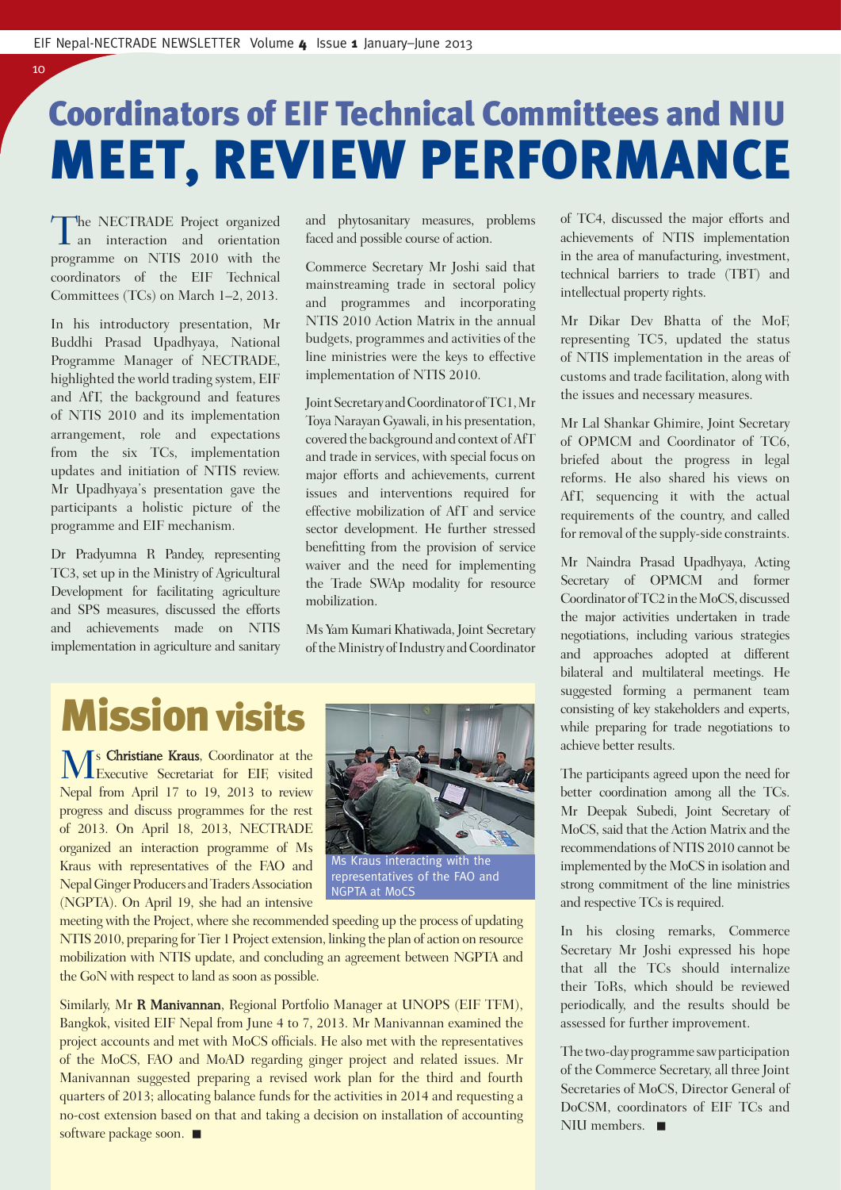# Coordinators of EIF Technical Committees and NIU MEET, REVIEW PERFORMANCE

The NECTRADE Project organized an interaction and orientation programme on NTIS 2010 with the coordinators of the EIF Technical Committees (TCs) on March 1–2, 2013.

In his introductory presentation, Mr Buddhi Prasad Upadhyaya, National Programme Manager of NECTRADE, highlighted the world trading system, EIF and AfT, the background and features of NTIS 2010 and its implementation arrangement, role and expectations from the six TCs, implementation updates and initiation of NTIS review. Mr Upadhyaya's presentation gave the participants a holistic picture of the programme and EIF mechanism.

Dr Pradyumna R Pandey, representing TC3, set up in the Ministry of Agricultural Development for facilitating agriculture and SPS measures, discussed the efforts and achievements made on NTIS implementation in agriculture and sanitary and phytosanitary measures, problems faced and possible course of action.

Commerce Secretary Mr Joshi said that mainstreaming trade in sectoral policy and programmes and incorporating NTIS 2010 Action Matrix in the annual budgets, programmes and activities of the line ministries were the keys to effective implementation of NTIS 2010.

Joint Secretary and Coordinator of TC1, Mr Toya Narayan Gyawali, in his presentation, covered the background and context of AfT and trade in services, with special focus on major efforts and achievements, current issues and interventions required for effective mobilization of AfT and service sector development. He further stressed benefitting from the provision of service waiver and the need for implementing the Trade SWAp modality for resource mobilization.

Ms Yam Kumari Khatiwada, Joint Secretary of the Ministry of Industry and Coordinator of TC4, discussed the major efforts and achievements of NTIS implementation in the area of manufacturing, investment, technical barriers to trade (TBT) and intellectual property rights.

Mr Dikar Dev Bhatta of the MoF, representing TC5, updated the status of NTIS implementation in the areas of customs and trade facilitation, along with the issues and necessary measures.

Mr Lal Shankar Ghimire, Joint Secretary of OPMCM and Coordinator of TC6, briefed about the progress in legal reforms. He also shared his views on AfT, sequencing it with the actual requirements of the country, and called for removal of the supply-side constraints.

Mr Naindra Prasad Upadhyaya, Acting Secretary of OPMCM and former Coordinator of TC2 in the MoCS, discussed the major activities undertaken in trade negotiations, including various strategies and approaches adopted at different bilateral and multilateral meetings. He suggested forming a permanent team consisting of key stakeholders and experts, while preparing for trade negotiations to achieve better results.

The participants agreed upon the need for better coordination among all the TCs. Mr Deepak Subedi, Joint Secretary of MoCS, said that the Action Matrix and the recommendations of NTIS 2010 cannot be implemented by the MoCS in isolation and strong commitment of the line ministries and respective TCs is required.

In his closing remarks, Commerce Secretary Mr Joshi expressed his hope that all the TCs should internalize their ToRs, which should be reviewed periodically, and the results should be assessed for further improvement.

The two-day programme saw participation of the Commerce Secretary, all three Joint Secretaries of MoCS, Director General of DoCSM, coordinators of EIF TCs and NIU members. ■

## Mission visits

Ms **Christiane Kraus**, Coordinator at the Executive Secretariat for EIF, visited Nepal from April 17 to 19, 2013 to review progress and discuss programmes for the rest of 2013. On April 18, 2013, NECTRADE organized an interaction programme of Ms Kraus with representatives of the FAO and Nepal Ginger Producers and Traders Association (NGPTA). On April 19, she had an intensive meeting with the Project, where she recommended speeding up the process of updating NTIS 2010, preparing for Tier 1 Project extension, linking the plan of action on resource mobilization with NTIS update, and concluding an agreement between NGPTA and the GoN with respect to land as soon as possible.

Ms Kraus interacting with the representatives of the FAO and NGPTA at MoCS

Similarly, Mr **R Manivannan**, Regional Portfolio Manager at UNOPS (EIF TFM), Bangkok, visited EIF Nepal from June 4 to 7, 2013. Mr Manivannan examined the project accounts and met with MoCS officials. He also met with the representatives of the MoCS, FAO and MoAD regarding ginger project and related issues. Mr Manivannan suggested preparing a revised work plan for the third and fourth quarters of 2013; allocating balance funds for the activities in 2014 and requesting a no-cost extension based on that and taking a decision on installation of accounting software package soon. ■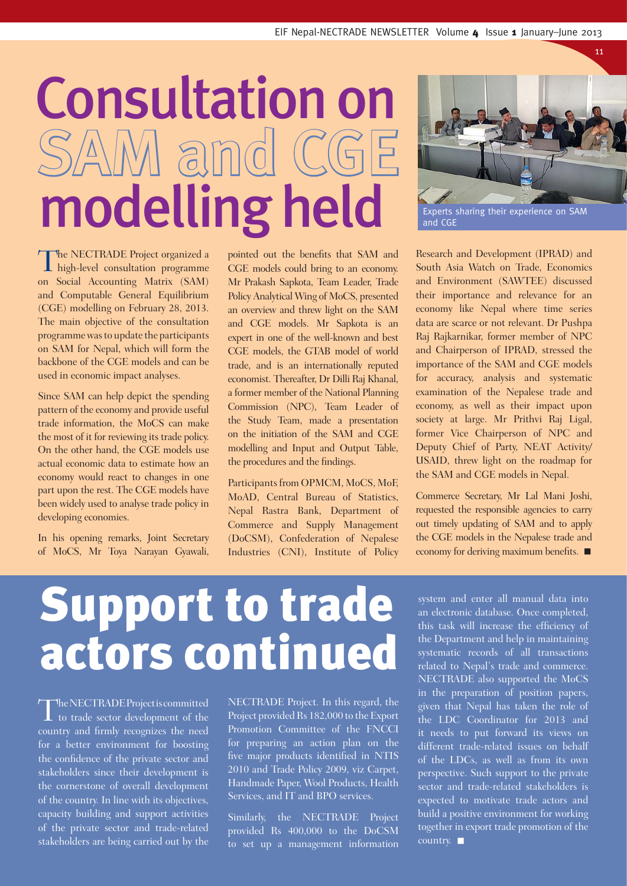# Consultation on SAM and CGE modelling held

Experts sharing their experience on SAM and CGE

The NECTRADE Project organized a high-level consultation programme on Social Accounting Matrix (SAM) and Computable General Equilibrium (CGE) modelling on February 28, 2013. The main objective of the consultation programme was to update the participants on SAM for Nepal, which will form the backbone of the CGE models and can be used in economic impact analyses.

Since SAM can help depict the spending pattern of the economy and provide useful trade information, the MoCS can make the most of it for reviewing its trade policy. On the other hand, the CGE models use actual economic data to estimate how an economy would react to changes in one part upon the rest. The CGE models have been widely used to analyse trade policy in developing economies.

In his opening remarks, Joint Secretary of MoCS, Mr Toya Narayan Gyawali, pointed out the benefits that SAM and CGE models could bring to an economy. Mr Prakash Sapkota, Team Leader, Trade Policy Analytical Wing of MoCS, presented an overview and threw light on the SAM and CGE models. Mr Sapkota is an expert in one of the well-known and best CGE models, the GTAB model of world trade, and is an internationally reputed economist. Thereafter, Dr Dilli Raj Khanal, a former member of the National Planning Commission (NPC), Team Leader of the Study Team, made a presentation on the initiation of the SAM and CGE modelling and Input and Output Table, the procedures and the findings.

Participants from OPMCM, MoCS, MoF, MoAD, Central Bureau of Statistics, Nepal Rastra Bank, Department of Commerce and Supply Management (DoCSM), Confederation of Nepalese Industries (CNI), Institute of Policy Research and Development (IPRAD) and South Asia Watch on Trade, Economics and Environment (SAWTEE) discussed their importance and relevance for an economy like Nepal where time series data are scarce or not relevant. Dr Pushpa Raj Rajkarnikar, former member of NPC and Chairperson of IPRAD, stressed the importance of the SAM and CGE models for accuracy, analysis and systematic examination of the Nepalese trade and economy, as well as their impact upon society at large. Mr Prithvi Raj Ligal, former Vice Chairperson of NPC and Deputy Chief of Party, NEAT Activity/USAID, threw light on the roadmap for the SAM and CGE models in Nepal.

Commerce Secretary, Mr Lal Mani Joshi, requested the responsible agencies to carry out timely updating of SAM and to apply the CGE models in the Nepalese trade and economy for deriving maximum benefits. ■

# Support to trade actors continued

The NECTRADE Project is committed to trade sector development of the country and firmly recognizes the need for a better environment for boosting the confidence of the private sector and stakeholders since their development is the cornerstone of overall development of the country. In line with its objectives, capacity building and support activities of the private sector and trade-related stakeholders are being carried out by the NECTRADE Project. In this regard, the Project provided Rs 182,000 to the Export Promotion Committee of the FNCCI for preparing an action plan on the five major products identified in NTIS 2010 and Trade Policy 2009, viz Carpet, Handmade Paper, Wool Products, Health Services, and IT and BPO services.

Similarly, the NECTRADE Project provided Rs 400,000 to the DoCSM to set up a management information system and enter all manual data into an electronic database. Once completed, this task will increase the efficiency of the Department and help in maintaining systematic records of all transactions related to Nepal's trade and commerce. NECTRADE also supported the MoCS in the preparation of position papers, given that Nepal has taken the role of the LDC Coordinator for 2013 and it needs to put forward its views on different trade-related issues on behalf of the LDCs, as well as from its own perspective. Such support to the private sector and trade-related stakeholders is expected to motivate trade actors and build a positive environment for working together in export trade promotion of the country. ■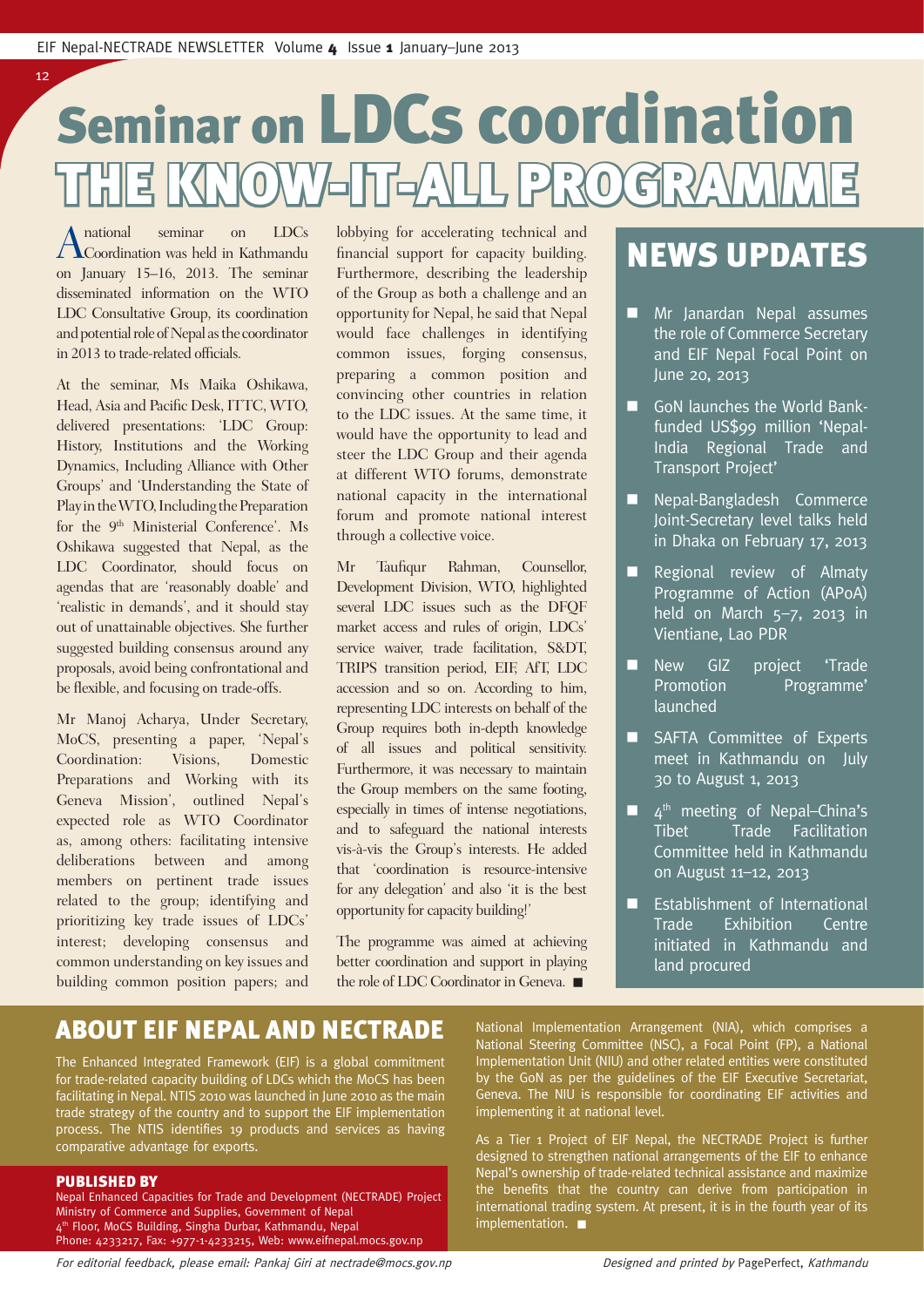# Seminar on LDCs coordination

## THE KNOW-IT-ALL PROGRAMME

A national seminar on LDCs Coordination was held in Kathmandu on January 15–16, 2013. The seminar disseminated information on the WTO LDC Consultative Group, its coordination and potential role of Nepal as the coordinator in 2013 to trade-related officials.

At the seminar, Ms Maika Oshikawa, Head, Asia and Pacific Desk, ITTC, WTO, delivered presentations: 'LDC Group: History, Institutions and the Working Dynamics, Including Alliance with Other Groups' and 'Understanding the State of Play in the WTO, Including the Preparation for the 9th Ministerial Conference'. Ms Oshikawa suggested that Nepal, as the LDC Coordinator, should focus on agendas that are 'reasonably doable' and 'realistic in demands', and it should stay out of unattainable objectives. She further suggested building consensus around any proposals, avoid being confrontational and be flexible, and focusing on trade-offs.

Mr Manoj Acharya, Under Secretary, MoCS, presenting a paper, 'Nepal's Coordination: Visions, Domestic Preparations and Working with its Geneva Mission', outlined Nepal's expected role as WTO Coordinator as, among others: facilitating intensive deliberations between and among members on pertinent trade issues related to the group; identifying and prioritizing key trade issues of LDCs' interest; developing consensus and common understanding on key issues and building common position papers; and lobbying for accelerating technical and financial support for capacity building. Furthermore, describing the leadership of the Group as both a challenge and an opportunity for Nepal, he said that Nepal would face challenges in identifying common issues, forging consensus, preparing a common position and convincing other countries in relation to the LDC issues. At the same time, it would have the opportunity to lead and steer the LDC Group and their agenda at different WTO forums, demonstrate national capacity in the international forum and promote national interest through a collective voice.

Mr Taufiqur Rahman, Counsellor, Development Division, WTO, highlighted several LDC issues such as the DFQF market access and rules of origin, LDCs' service waiver, trade facilitation, S&DT, TRIPS transition period, EIF, AfT, LDC accession and so on. According to him, representing LDC interests on behalf of the Group requires both in-depth knowledge of all issues and political sensitivity. Furthermore, it was necessary to maintain the Group members on the same footing, especially in times of intense negotiations, and to safeguard the national interests vis-à-vis the Group's interests. He added that 'coordination is resource-intensive for any delegation' and also 'it is the best opportunity for capacity building!'

The programme was aimed at achieving better coordination and support in playing the role of LDC Coordinator in Geneva. ■

## NEWS UPDATES

- Mr Janardan Nepal assumes the role of Commerce Secretary and EIF Nepal Focal Point on June 20, 2013
- GoN launches the World Bank-funded US$99 million 'Nepal-India Regional Trade and Transport Project'
- Nepal-Bangladesh Commerce Joint-Secretary level talks held in Dhaka on February 17, 2013
- Regional review of Almaty Programme of Action (APoA) held on March 5–7, 2013 in Vientiane, Lao PDR
- New GIZ project 'Trade Promotion Programme' launched
- SAFTA Committee of Experts meet in Kathmandu on July 30 to August 1, 2013
- 4th meeting of Nepal–China's Tibet Trade Facilitation Committee held in Kathmandu on August 11–12, 2013
- Establishment of International Trade Exhibition Centre initiated in Kathmandu and land procured

## ABOUT EIF NEPAL AND NECTRADE

The Enhanced Integrated Framework (EIF) is a global commitment for trade-related capacity building of LDCs which the MoCS has been facilitating in Nepal. NTIS 2010 was launched in June 2010 as the main trade strategy of the country and to support the EIF implementation process. The NTIS identifies 19 products and services as having comparative advantage for exports.

National Implementation Arrangement (NIA), which comprises a National Steering Committee (NSC), a Focal Point (FP), a National Implementation Unit (NIU) and other related entities were constituted by the GoN as per the guidelines of the EIF Executive Secretariat, Geneva. The NIU is responsible for coordinating EIF activities and implementing it at national level.

As a Tier 1 Project of EIF Nepal, the NECTRADE Project is further designed to strengthen national arrangements of the EIF to enhance Nepal's ownership of trade-related technical assistance and maximize the benefits that the country can derive from participation in international trading system. At present, it is in the fourth year of its implementation. ■

### PUBLISHED BY

Nepal Enhanced Capacities for Trade and Development (NECTRADE) Project
Ministry of Commerce and Supplies, Government of Nepal
4th Floor, MoCS Building, Singha Durbar, Kathmandu, Nepal
Phone: 4233217, Fax: +977-1-4233215, Web: www.eifnepal.mocs.gov.np

*For editorial feedback, please email: Pankaj Giri at nectrade@mocs.gov.np*

*Designed and printed by* PagePerfect, *Kathmandu*